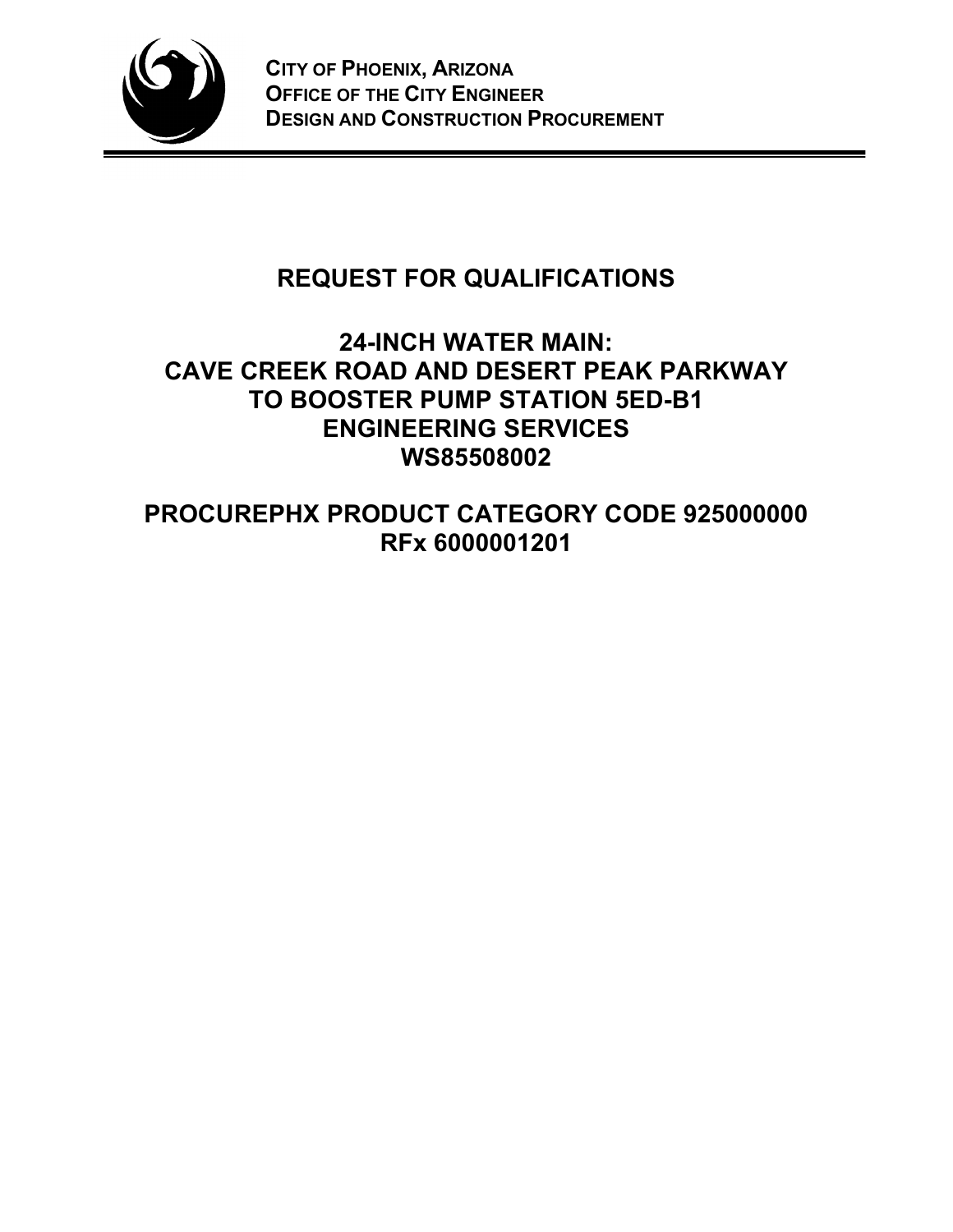**CITY OF PHOENIX, ARIZONA**
**OFFICE OF THE CITY ENGINEER**
**DESIGN AND CONSTRUCTION PROCUREMENT**

# REQUEST FOR QUALIFICATIONS

# 24-INCH WATER MAIN: CAVE CREEK ROAD AND DESERT PEAK PARKWAY TO BOOSTER PUMP STATION 5ED-B1 ENGINEERING SERVICES WS85508002

# PROCUREPHX PRODUCT CATEGORY CODE 925000000 RFx 6000001201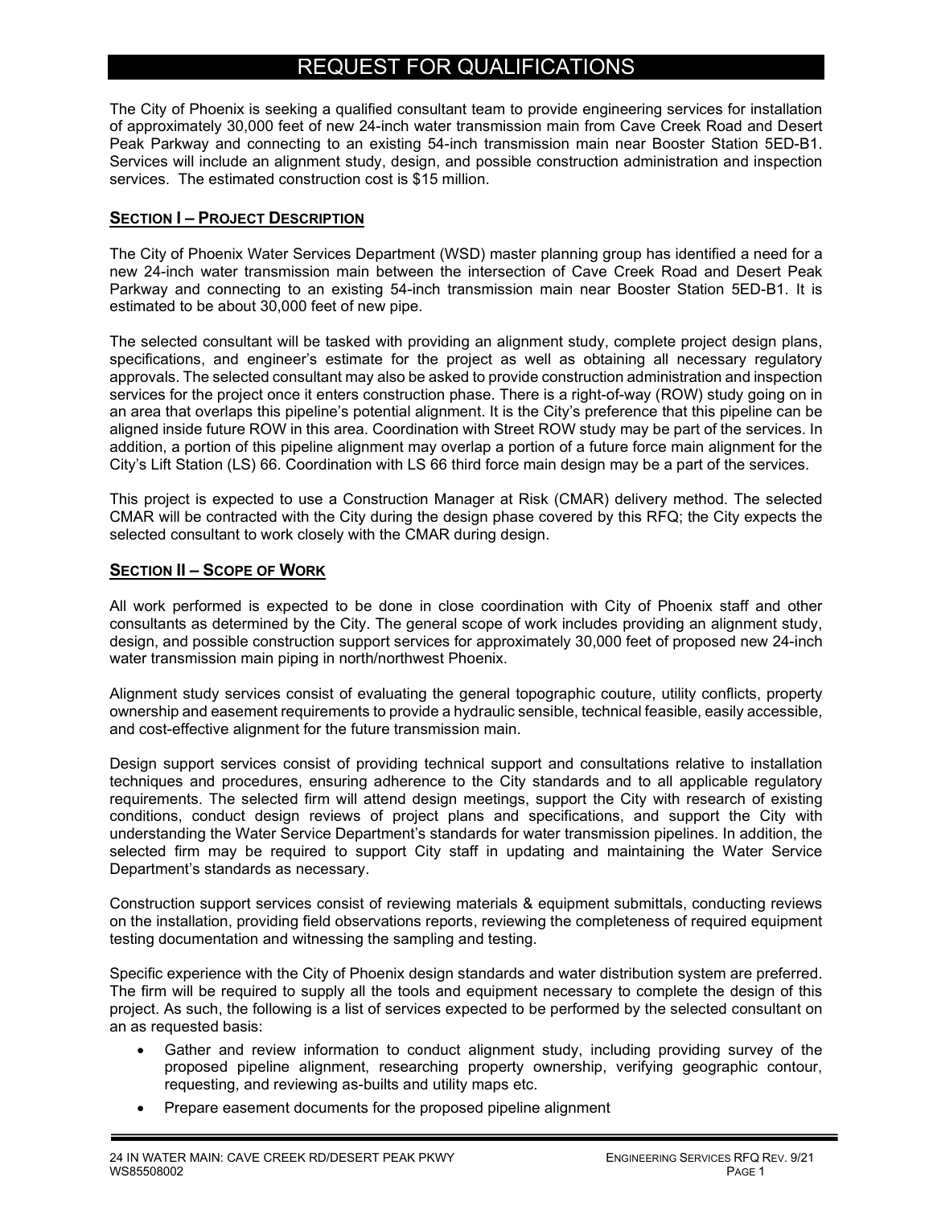# REQUEST FOR QUALIFICATIONS

The City of Phoenix is seeking a qualified consultant team to provide engineering services for installation of approximately 30,000 feet of new 24-inch water transmission main from Cave Creek Road and Desert Peak Parkway and connecting to an existing 54-inch transmission main near Booster Station 5ED-B1. Services will include an alignment study, design, and possible construction administration and inspection services. The estimated construction cost is $15 million.

## SECTION I – PROJECT DESCRIPTION

The City of Phoenix Water Services Department (WSD) master planning group has identified a need for a new 24-inch water transmission main between the intersection of Cave Creek Road and Desert Peak Parkway and connecting to an existing 54-inch transmission main near Booster Station 5ED-B1. It is estimated to be about 30,000 feet of new pipe.

The selected consultant will be tasked with providing an alignment study, complete project design plans, specifications, and engineer's estimate for the project as well as obtaining all necessary regulatory approvals. The selected consultant may also be asked to provide construction administration and inspection services for the project once it enters construction phase. There is a right-of-way (ROW) study going on in an area that overlaps this pipeline's potential alignment. It is the City's preference that this pipeline can be aligned inside future ROW in this area. Coordination with Street ROW study may be part of the services. In addition, a portion of this pipeline alignment may overlap a portion of a future force main alignment for the City's Lift Station (LS) 66. Coordination with LS 66 third force main design may be a part of the services.

This project is expected to use a Construction Manager at Risk (CMAR) delivery method. The selected CMAR will be contracted with the City during the design phase covered by this RFQ; the City expects the selected consultant to work closely with the CMAR during design.

## SECTION II – SCOPE OF WORK

All work performed is expected to be done in close coordination with City of Phoenix staff and other consultants as determined by the City. The general scope of work includes providing an alignment study, design, and possible construction support services for approximately 30,000 feet of proposed new 24-inch water transmission main piping in north/northwest Phoenix.

Alignment study services consist of evaluating the general topographic couture, utility conflicts, property ownership and easement requirements to provide a hydraulic sensible, technical feasible, easily accessible, and cost-effective alignment for the future transmission main.

Design support services consist of providing technical support and consultations relative to installation techniques and procedures, ensuring adherence to the City standards and to all applicable regulatory requirements. The selected firm will attend design meetings, support the City with research of existing conditions, conduct design reviews of project plans and specifications, and support the City with understanding the Water Service Department's standards for water transmission pipelines. In addition, the selected firm may be required to support City staff in updating and maintaining the Water Service Department's standards as necessary.

Construction support services consist of reviewing materials & equipment submittals, conducting reviews on the installation, providing field observations reports, reviewing the completeness of required equipment testing documentation and witnessing the sampling and testing.

Specific experience with the City of Phoenix design standards and water distribution system are preferred. The firm will be required to supply all the tools and equipment necessary to complete the design of this project. As such, the following is a list of services expected to be performed by the selected consultant on an as requested basis:

- Gather and review information to conduct alignment study, including providing survey of the proposed pipeline alignment, researching property ownership, verifying geographic contour, requesting, and reviewing as-builts and utility maps etc.
- Prepare easement documents for the proposed pipeline alignment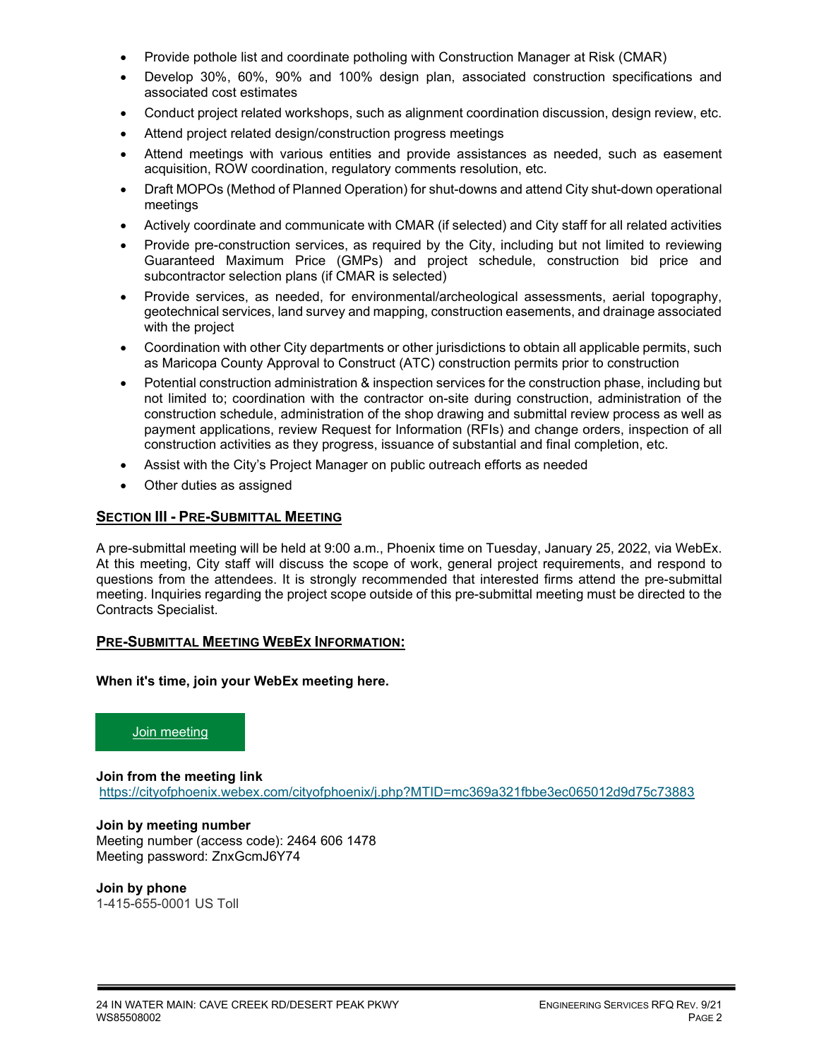- Provide pothole list and coordinate potholing with Construction Manager at Risk (CMAR)
- Develop 30%, 60%, 90% and 100% design plan, associated construction specifications and associated cost estimates
- Conduct project related workshops, such as alignment coordination discussion, design review, etc.
- Attend project related design/construction progress meetings
- Attend meetings with various entities and provide assistances as needed, such as easement acquisition, ROW coordination, regulatory comments resolution, etc.
- Draft MOPOs (Method of Planned Operation) for shut-downs and attend City shut-down operational meetings
- Actively coordinate and communicate with CMAR (if selected) and City staff for all related activities
- Provide pre-construction services, as required by the City, including but not limited to reviewing Guaranteed Maximum Price (GMPs) and project schedule, construction bid price and subcontractor selection plans (if CMAR is selected)
- Provide services, as needed, for environmental/archeological assessments, aerial topography, geotechnical services, land survey and mapping, construction easements, and drainage associated with the project
- Coordination with other City departments or other jurisdictions to obtain all applicable permits, such as Maricopa County Approval to Construct (ATC) construction permits prior to construction
- Potential construction administration & inspection services for the construction phase, including but not limited to; coordination with the contractor on-site during construction, administration of the construction schedule, administration of the shop drawing and submittal review process as well as payment applications, review Request for Information (RFIs) and change orders, inspection of all construction activities as they progress, issuance of substantial and final completion, etc.
- Assist with the City's Project Manager on public outreach efforts as needed
- Other duties as assigned

## SECTION III - PRE-SUBMITTAL MEETING

A pre-submittal meeting will be held at 9:00 a.m., Phoenix time on Tuesday, January 25, 2022, via WebEx. At this meeting, City staff will discuss the scope of work, general project requirements, and respond to questions from the attendees. It is strongly recommended that interested firms attend the pre-submittal meeting. Inquiries regarding the project scope outside of this pre-submittal meeting must be directed to the Contracts Specialist.

## PRE-SUBMITTAL MEETING WEBEX INFORMATION:

**When it's time, join your WebEx meeting here.**

Join meeting

**Join from the meeting link**
https://cityofphoenix.webex.com/cityofphoenix/j.php?MTID=mc369a321fbbe3ec065012d9d75c73883

**Join by meeting number**
Meeting number (access code): 2464 606 1478
Meeting password: ZnxGcmJ6Y74

**Join by phone**
1-415-655-0001 US Toll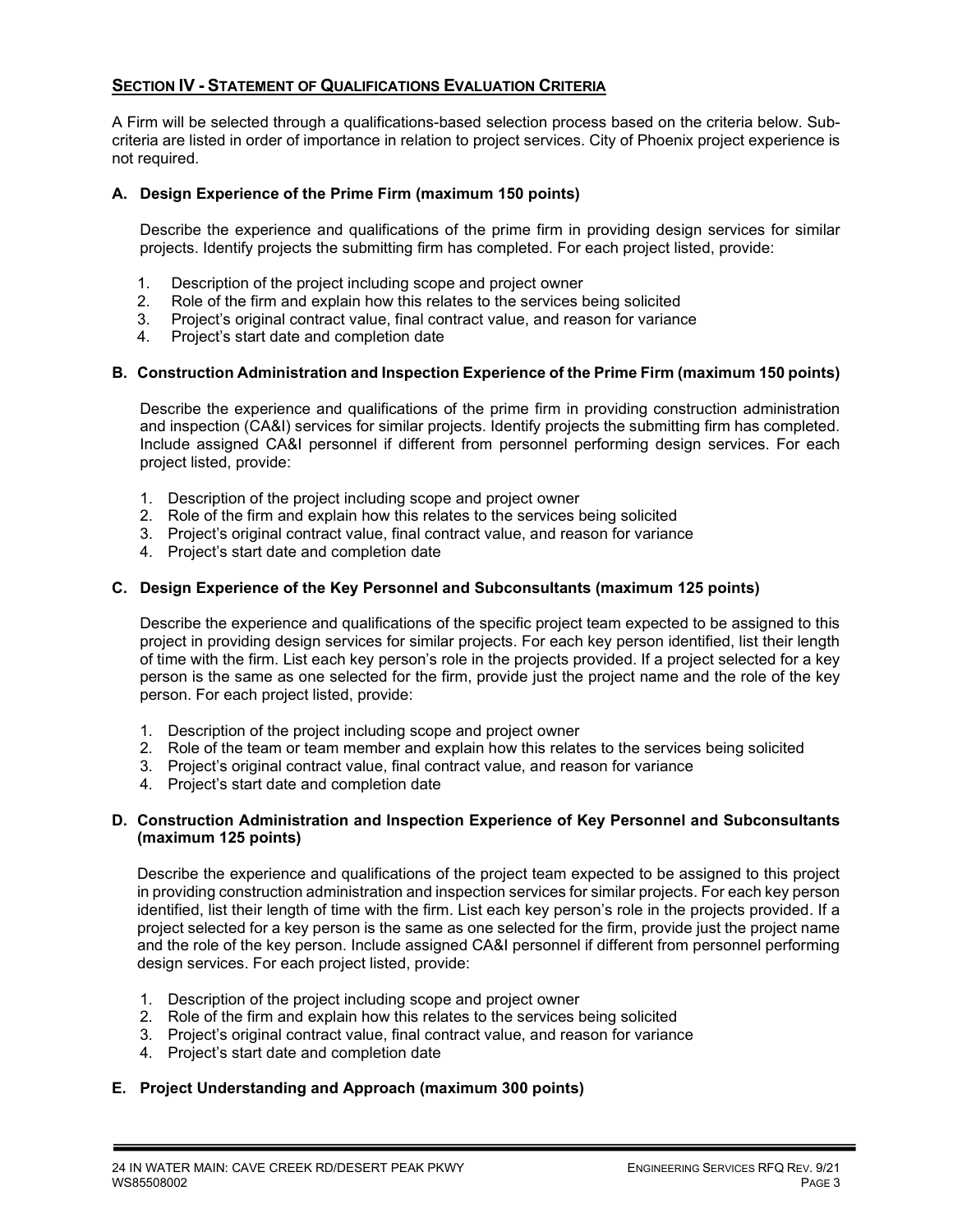## SECTION IV - STATEMENT OF QUALIFICATIONS EVALUATION CRITERIA

A Firm will be selected through a qualifications-based selection process based on the criteria below. Sub-criteria are listed in order of importance in relation to project services. City of Phoenix project experience is not required.

### A. Design Experience of the Prime Firm (maximum 150 points)

Describe the experience and qualifications of the prime firm in providing design services for similar projects. Identify projects the submitting firm has completed. For each project listed, provide:

1. Description of the project including scope and project owner
2. Role of the firm and explain how this relates to the services being solicited
3. Project's original contract value, final contract value, and reason for variance
4. Project's start date and completion date

### B. Construction Administration and Inspection Experience of the Prime Firm (maximum 150 points)

Describe the experience and qualifications of the prime firm in providing construction administration and inspection (CA&I) services for similar projects. Identify projects the submitting firm has completed. Include assigned CA&I personnel if different from personnel performing design services. For each project listed, provide:

1. Description of the project including scope and project owner
2. Role of the firm and explain how this relates to the services being solicited
3. Project's original contract value, final contract value, and reason for variance
4. Project's start date and completion date

### C. Design Experience of the Key Personnel and Subconsultants (maximum 125 points)

Describe the experience and qualifications of the specific project team expected to be assigned to this project in providing design services for similar projects. For each key person identified, list their length of time with the firm. List each key person's role in the projects provided. If a project selected for a key person is the same as one selected for the firm, provide just the project name and the role of the key person. For each project listed, provide:

1. Description of the project including scope and project owner
2. Role of the team or team member and explain how this relates to the services being solicited
3. Project's original contract value, final contract value, and reason for variance
4. Project's start date and completion date

### D. Construction Administration and Inspection Experience of Key Personnel and Subconsultants (maximum 125 points)

Describe the experience and qualifications of the project team expected to be assigned to this project in providing construction administration and inspection services for similar projects. For each key person identified, list their length of time with the firm. List each key person's role in the projects provided. If a project selected for a key person is the same as one selected for the firm, provide just the project name and the role of the key person. Include assigned CA&I personnel if different from personnel performing design services. For each project listed, provide:

1. Description of the project including scope and project owner
2. Role of the firm and explain how this relates to the services being solicited
3. Project's original contract value, final contract value, and reason for variance
4. Project's start date and completion date

### E. Project Understanding and Approach (maximum 300 points)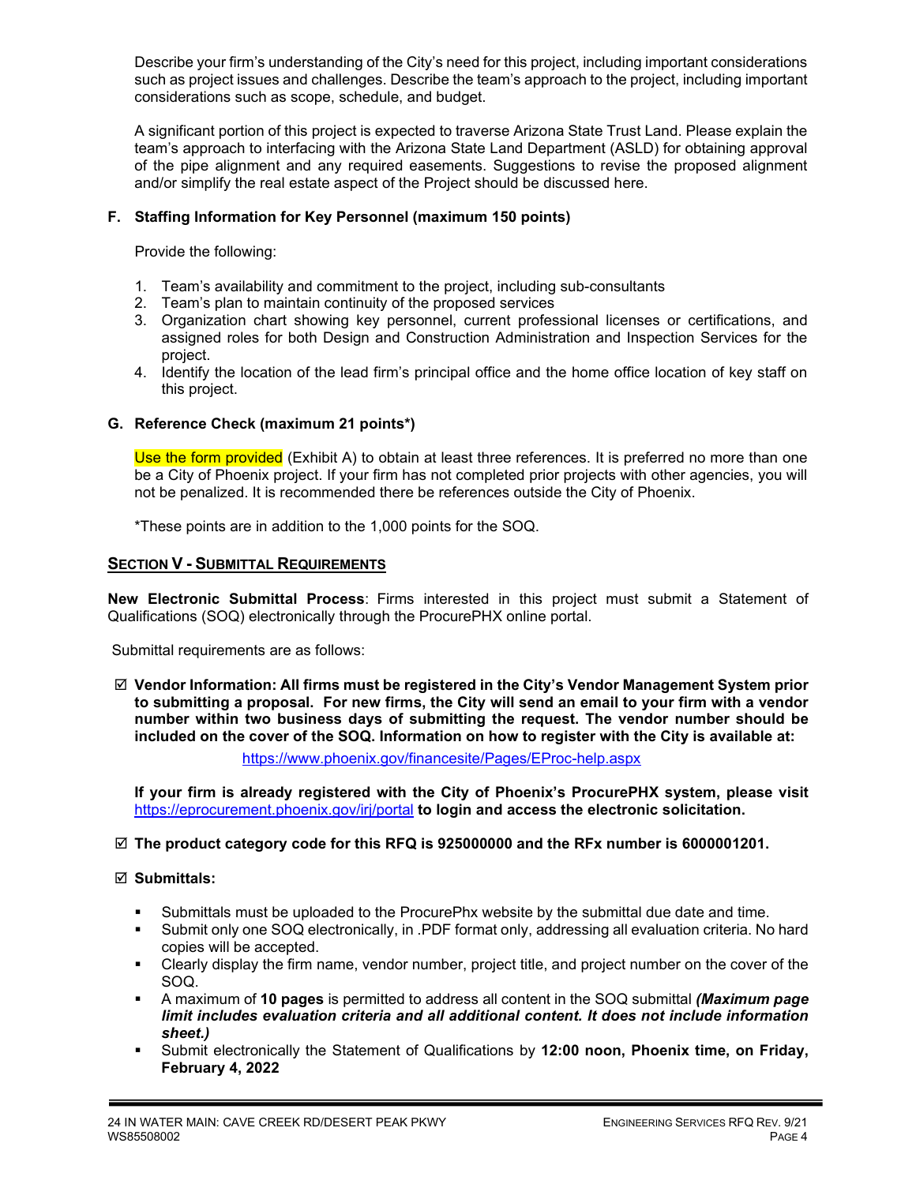Describe your firm's understanding of the City's need for this project, including important considerations such as project issues and challenges. Describe the team's approach to the project, including important considerations such as scope, schedule, and budget.

A significant portion of this project is expected to traverse Arizona State Trust Land. Please explain the team's approach to interfacing with the Arizona State Land Department (ASLD) for obtaining approval of the pipe alignment and any required easements. Suggestions to revise the proposed alignment and/or simplify the real estate aspect of the Project should be discussed here.

### F. Staffing Information for Key Personnel (maximum 150 points)

Provide the following:

1. Team's availability and commitment to the project, including sub-consultants
2. Team's plan to maintain continuity of the proposed services
3. Organization chart showing key personnel, current professional licenses or certifications, and assigned roles for both Design and Construction Administration and Inspection Services for the project.
4. Identify the location of the lead firm's principal office and the home office location of key staff on this project.

### G. Reference Check (maximum 21 points*)

Use the form provided (Exhibit A) to obtain at least three references. It is preferred no more than one be a City of Phoenix project. If your firm has not completed prior projects with other agencies, you will not be penalized. It is recommended there be references outside the City of Phoenix.

*These points are in addition to the 1,000 points for the SOQ.

## SECTION V - SUBMITTAL REQUIREMENTS

**New Electronic Submittal Process**: Firms interested in this project must submit a Statement of Qualifications (SOQ) electronically through the ProcurePHX online portal.

Submittal requirements are as follows:

☑ **Vendor Information: All firms must be registered in the City's Vendor Management System prior to submitting a proposal. For new firms, the City will send an email to your firm with a vendor number within two business days of submitting the request. The vendor number should be included on the cover of the SOQ. Information on how to register with the City is available at:**

https://www.phoenix.gov/financesite/Pages/EProc-help.aspx

**If your firm is already registered with the City of Phoenix's ProcurePHX system, please visit** https://eprocurement.phoenix.gov/irj/portal **to login and access the electronic solicitation.**

☑ **The product category code for this RFQ is 925000000 and the RFx number is 6000001201.**

☑ **Submittals:**

- Submittals must be uploaded to the ProcurePhx website by the submittal due date and time.
- Submit only one SOQ electronically, in .PDF format only, addressing all evaluation criteria. No hard copies will be accepted.
- Clearly display the firm name, vendor number, project title, and project number on the cover of the SOQ.
- A maximum of **10 pages** is permitted to address all content in the SOQ submittal ***(Maximum page limit includes evaluation criteria and all additional content. It does not include information sheet.)***
- Submit electronically the Statement of Qualifications by **12:00 noon, Phoenix time, on Friday, February 4, 2022**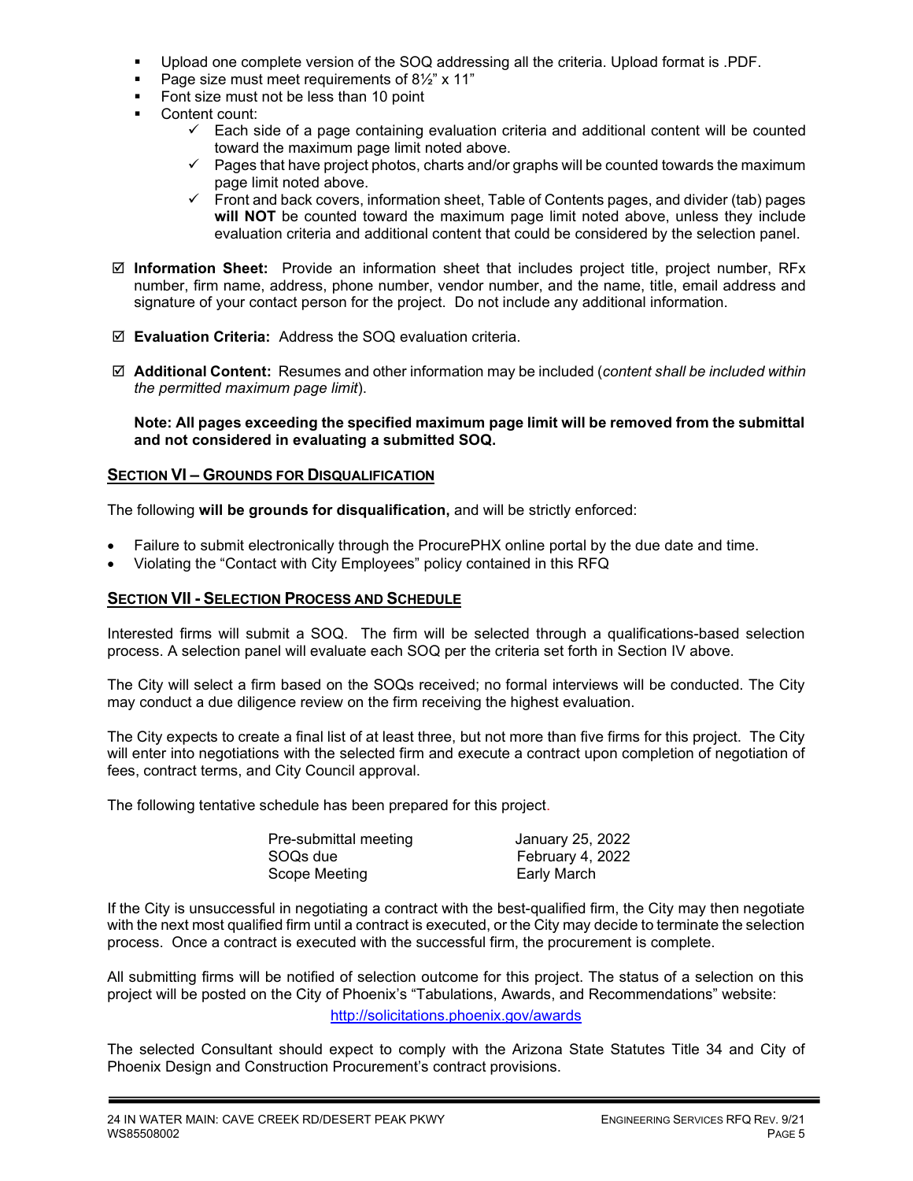- Upload one complete version of the SOQ addressing all the criteria. Upload format is .PDF.
- Page size must meet requirements of 8½" x 11"
- Font size must not be less than 10 point
- Content count:
  - ✓ Each side of a page containing evaluation criteria and additional content will be counted toward the maximum page limit noted above.
  - ✓ Pages that have project photos, charts and/or graphs will be counted towards the maximum page limit noted above.
  - ✓ Front and back covers, information sheet, Table of Contents pages, and divider (tab) pages **will NOT** be counted toward the maximum page limit noted above, unless they include evaluation criteria and additional content that could be considered by the selection panel.

☑ **Information Sheet:** Provide an information sheet that includes project title, project number, RFx number, firm name, address, phone number, vendor number, and the name, title, email address and signature of your contact person for the project. Do not include any additional information.

☑ **Evaluation Criteria:** Address the SOQ evaluation criteria.

☑ **Additional Content:** Resumes and other information may be included (*content shall be included within the permitted maximum page limit*).

**Note: All pages exceeding the specified maximum page limit will be removed from the submittal and not considered in evaluating a submitted SOQ.**

## SECTION VI – GROUNDS FOR DISQUALIFICATION

The following **will be grounds for disqualification,** and will be strictly enforced:

- Failure to submit electronically through the ProcurePHX online portal by the due date and time.
- Violating the "Contact with City Employees" policy contained in this RFQ

## SECTION VII - SELECTION PROCESS AND SCHEDULE

Interested firms will submit a SOQ. The firm will be selected through a qualifications-based selection process. A selection panel will evaluate each SOQ per the criteria set forth in Section IV above.

The City will select a firm based on the SOQs received; no formal interviews will be conducted. The City may conduct a due diligence review on the firm receiving the highest evaluation.

The City expects to create a final list of at least three, but not more than five firms for this project. The City will enter into negotiations with the selected firm and execute a contract upon completion of negotiation of fees, contract terms, and City Council approval.

The following tentative schedule has been prepared for this project.

| | |
|---|---|
| Pre-submittal meeting | January 25, 2022 |
| SOQs due | February 4, 2022 |
| Scope Meeting | Early March |

If the City is unsuccessful in negotiating a contract with the best-qualified firm, the City may then negotiate with the next most qualified firm until a contract is executed, or the City may decide to terminate the selection process. Once a contract is executed with the successful firm, the procurement is complete.

All submitting firms will be notified of selection outcome for this project. The status of a selection on this project will be posted on the City of Phoenix's "Tabulations, Awards, and Recommendations" website:

http://solicitations.phoenix.gov/awards

The selected Consultant should expect to comply with the Arizona State Statutes Title 34 and City of Phoenix Design and Construction Procurement's contract provisions.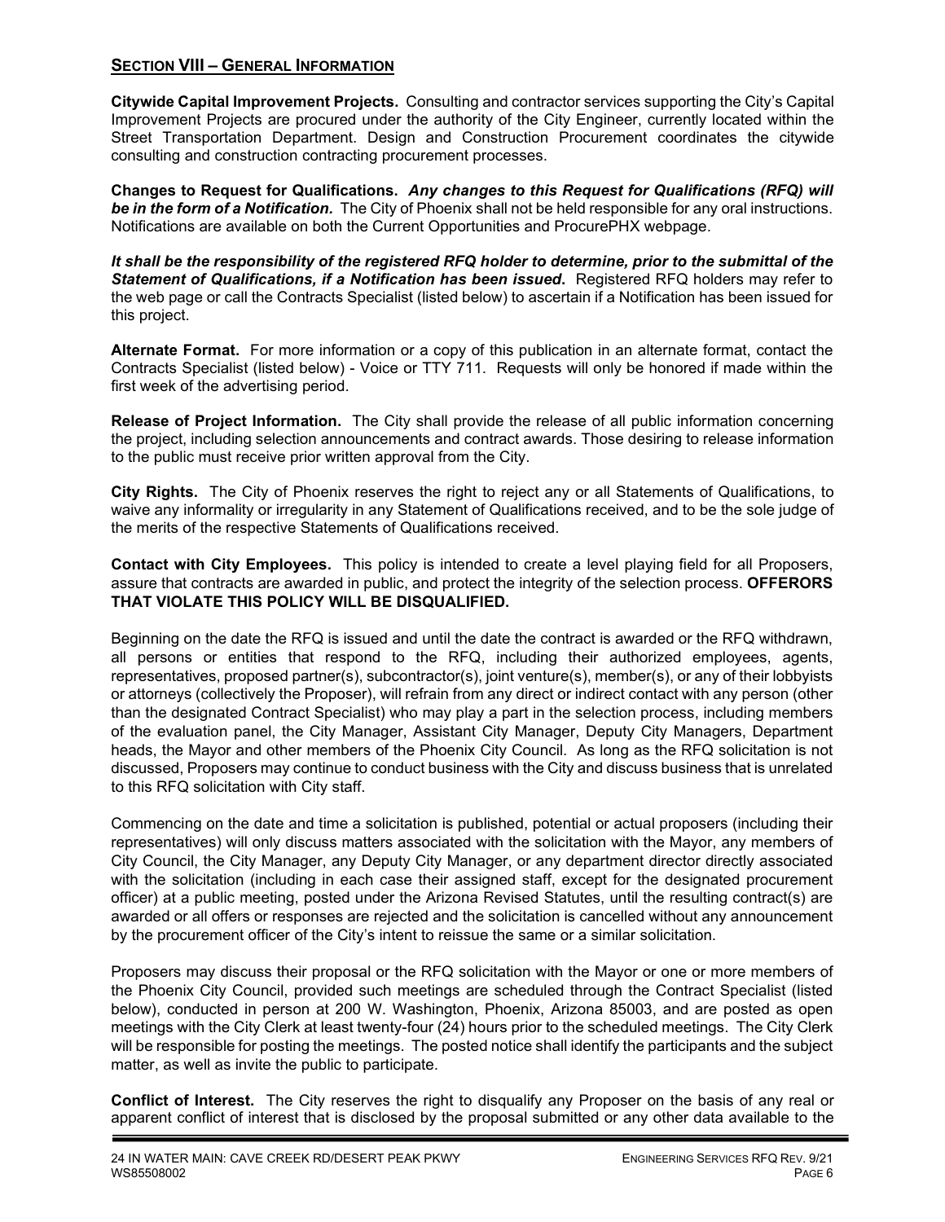## SECTION VIII – GENERAL INFORMATION

**Citywide Capital Improvement Projects.** Consulting and contractor services supporting the City's Capital Improvement Projects are procured under the authority of the City Engineer, currently located within the Street Transportation Department. Design and Construction Procurement coordinates the citywide consulting and construction contracting procurement processes.

**Changes to Request for Qualifications.** ***Any changes to this Request for Qualifications (RFQ) will be in the form of a Notification.*** The City of Phoenix shall not be held responsible for any oral instructions. Notifications are available on both the Current Opportunities and ProcurePHX webpage.

***It shall be the responsibility of the registered RFQ holder to determine, prior to the submittal of the Statement of Qualifications, if a Notification has been issued*.** Registered RFQ holders may refer to the web page or call the Contracts Specialist (listed below) to ascertain if a Notification has been issued for this project.

**Alternate Format.** For more information or a copy of this publication in an alternate format, contact the Contracts Specialist (listed below) - Voice or TTY 711. Requests will only be honored if made within the first week of the advertising period.

**Release of Project Information.** The City shall provide the release of all public information concerning the project, including selection announcements and contract awards. Those desiring to release information to the public must receive prior written approval from the City.

**City Rights.** The City of Phoenix reserves the right to reject any or all Statements of Qualifications, to waive any informality or irregularity in any Statement of Qualifications received, and to be the sole judge of the merits of the respective Statements of Qualifications received.

**Contact with City Employees.** This policy is intended to create a level playing field for all Proposers, assure that contracts are awarded in public, and protect the integrity of the selection process. **OFFERORS THAT VIOLATE THIS POLICY WILL BE DISQUALIFIED.**

Beginning on the date the RFQ is issued and until the date the contract is awarded or the RFQ withdrawn, all persons or entities that respond to the RFQ, including their authorized employees, agents, representatives, proposed partner(s), subcontractor(s), joint venture(s), member(s), or any of their lobbyists or attorneys (collectively the Proposer), will refrain from any direct or indirect contact with any person (other than the designated Contract Specialist) who may play a part in the selection process, including members of the evaluation panel, the City Manager, Assistant City Manager, Deputy City Managers, Department heads, the Mayor and other members of the Phoenix City Council. As long as the RFQ solicitation is not discussed, Proposers may continue to conduct business with the City and discuss business that is unrelated to this RFQ solicitation with City staff.

Commencing on the date and time a solicitation is published, potential or actual proposers (including their representatives) will only discuss matters associated with the solicitation with the Mayor, any members of City Council, the City Manager, any Deputy City Manager, or any department director directly associated with the solicitation (including in each case their assigned staff, except for the designated procurement officer) at a public meeting, posted under the Arizona Revised Statutes, until the resulting contract(s) are awarded or all offers or responses are rejected and the solicitation is cancelled without any announcement by the procurement officer of the City's intent to reissue the same or a similar solicitation.

Proposers may discuss their proposal or the RFQ solicitation with the Mayor or one or more members of the Phoenix City Council, provided such meetings are scheduled through the Contract Specialist (listed below), conducted in person at 200 W. Washington, Phoenix, Arizona 85003, and are posted as open meetings with the City Clerk at least twenty-four (24) hours prior to the scheduled meetings. The City Clerk will be responsible for posting the meetings. The posted notice shall identify the participants and the subject matter, as well as invite the public to participate.

**Conflict of Interest.** The City reserves the right to disqualify any Proposer on the basis of any real or apparent conflict of interest that is disclosed by the proposal submitted or any other data available to the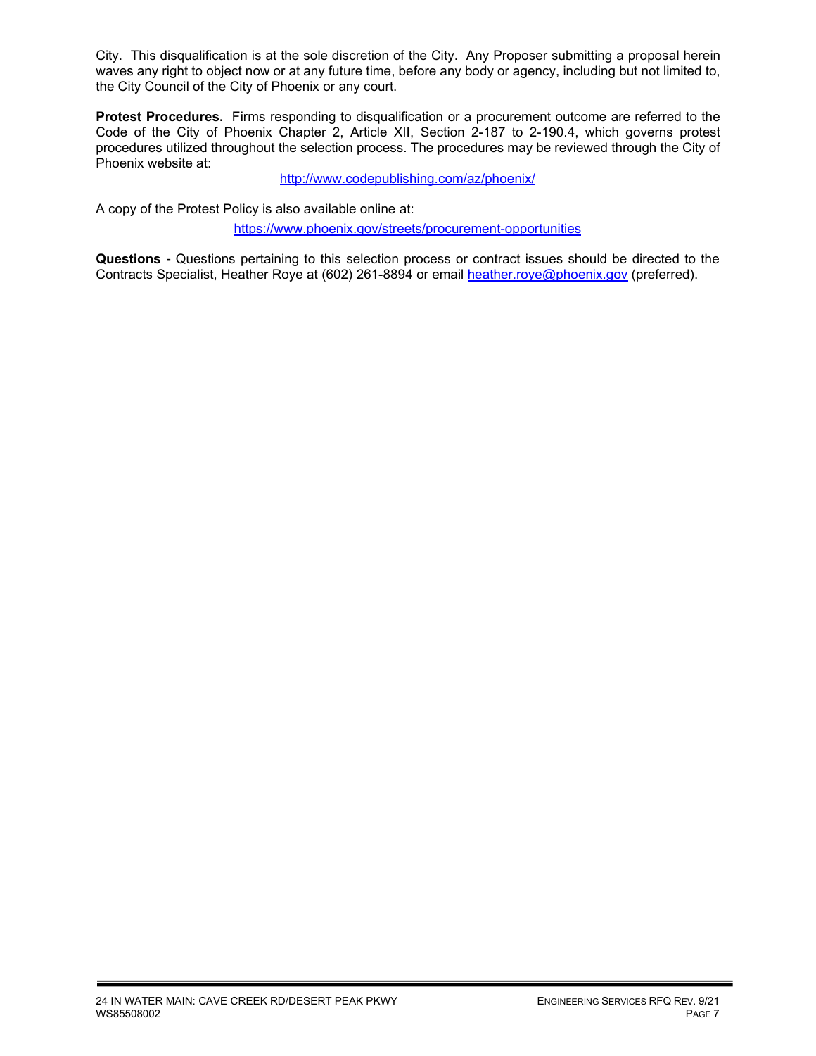City. This disqualification is at the sole discretion of the City. Any Proposer submitting a proposal herein waves any right to object now or at any future time, before any body or agency, including but not limited to, the City Council of the City of Phoenix or any court.

**Protest Procedures.** Firms responding to disqualification or a procurement outcome are referred to the Code of the City of Phoenix Chapter 2, Article XII, Section 2-187 to 2-190.4, which governs protest procedures utilized throughout the selection process. The procedures may be reviewed through the City of Phoenix website at:

http://www.codepublishing.com/az/phoenix/

A copy of the Protest Policy is also available online at:

https://www.phoenix.gov/streets/procurement-opportunities

**Questions -** Questions pertaining to this selection process or contract issues should be directed to the Contracts Specialist, Heather Roye at (602) 261-8894 or email heather.roye@phoenix.gov (preferred).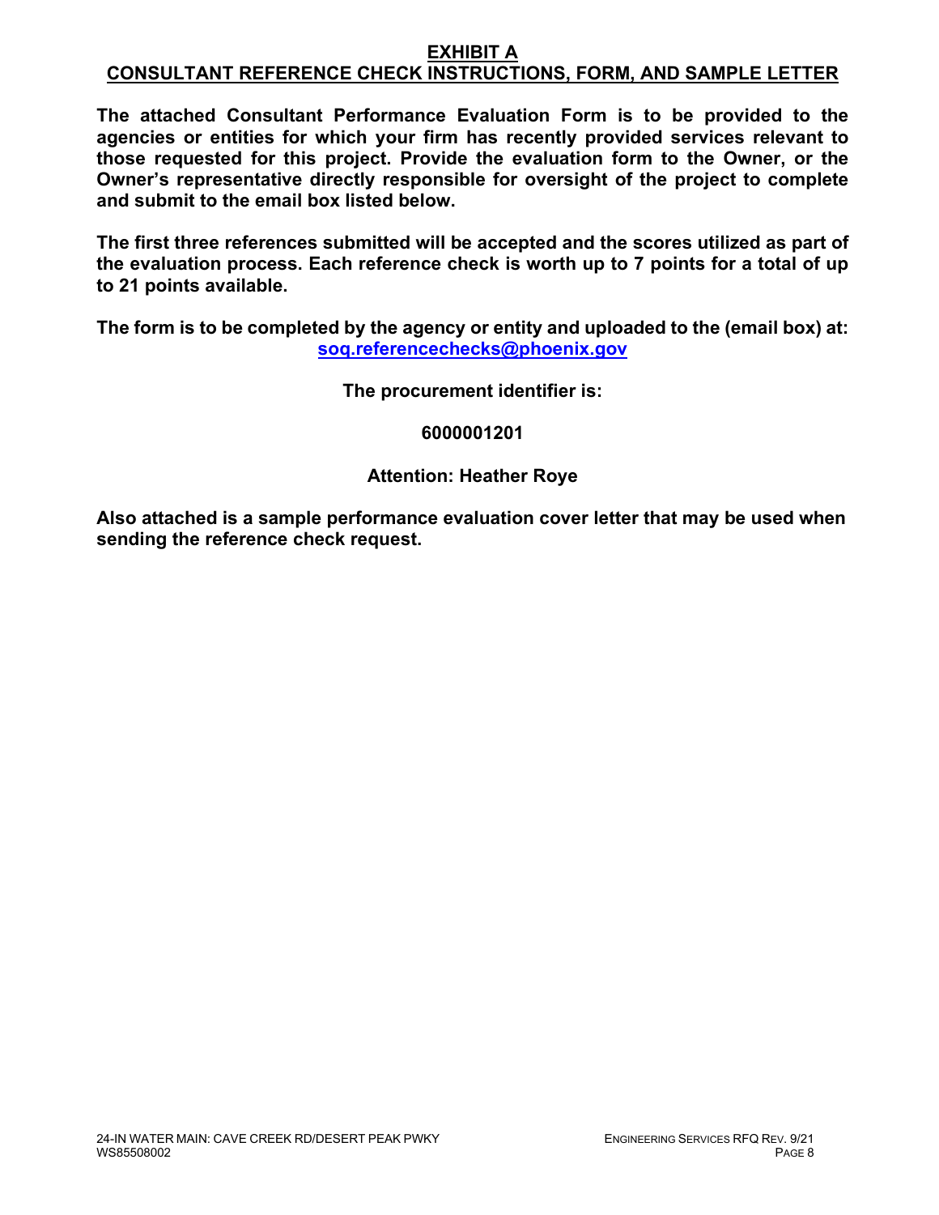# EXHIBIT A

## CONSULTANT REFERENCE CHECK INSTRUCTIONS, FORM, AND SAMPLE LETTER

**The attached Consultant Performance Evaluation Form is to be provided to the agencies or entities for which your firm has recently provided services relevant to those requested for this project. Provide the evaluation form to the Owner, or the Owner's representative directly responsible for oversight of the project to complete and submit to the email box listed below.**

**The first three references submitted will be accepted and the scores utilized as part of the evaluation process. Each reference check is worth up to 7 points for a total of up to 21 points available.**

**The form is to be completed by the agency or entity and uploaded to the (email box) at: soq.referencechecks@phoenix.gov**

**The procurement identifier is:**

**6000001201**

**Attention: Heather Roye**

**Also attached is a sample performance evaluation cover letter that may be used when sending the reference check request.**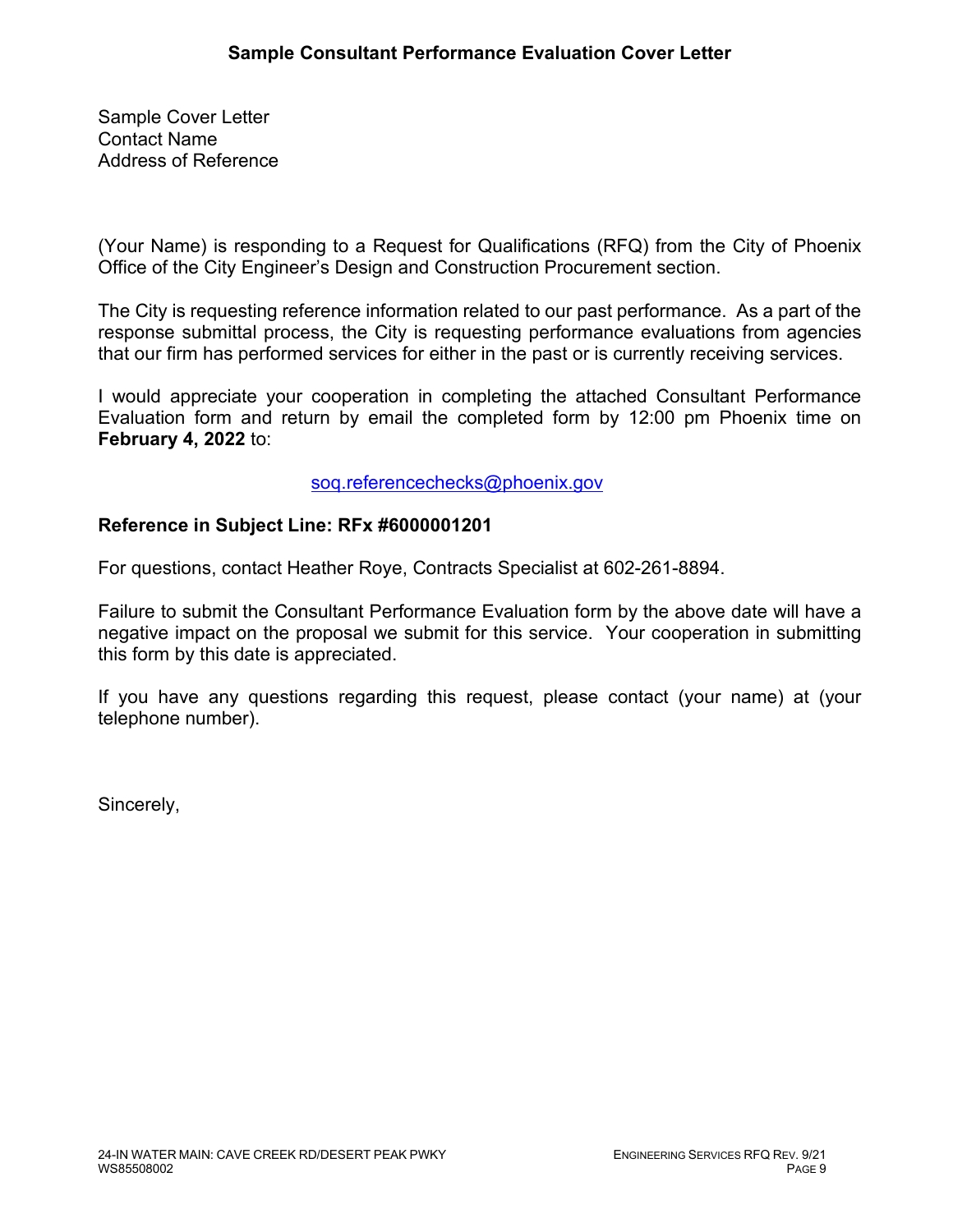## Sample Consultant Performance Evaluation Cover Letter

Sample Cover Letter
Contact Name
Address of Reference

(Your Name) is responding to a Request for Qualifications (RFQ) from the City of Phoenix Office of the City Engineer's Design and Construction Procurement section.

The City is requesting reference information related to our past performance. As a part of the response submittal process, the City is requesting performance evaluations from agencies that our firm has performed services for either in the past or is currently receiving services.

I would appreciate your cooperation in completing the attached Consultant Performance Evaluation form and return by email the completed form by 12:00 pm Phoenix time on **February 4, 2022** to:

soq.referencechecks@phoenix.gov

**Reference in Subject Line: RFx #6000001201**

For questions, contact Heather Roye, Contracts Specialist at 602-261-8894.

Failure to submit the Consultant Performance Evaluation form by the above date will have a negative impact on the proposal we submit for this service. Your cooperation in submitting this form by this date is appreciated.

If you have any questions regarding this request, please contact (your name) at (your telephone number).

Sincerely,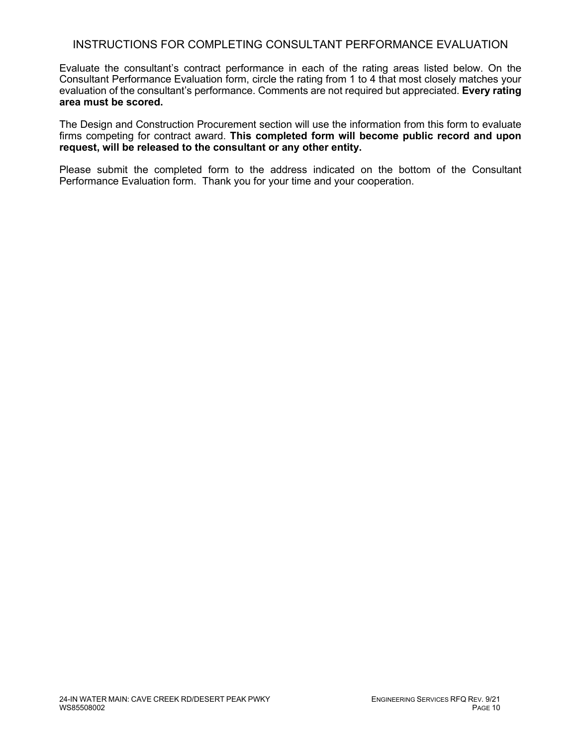# INSTRUCTIONS FOR COMPLETING CONSULTANT PERFORMANCE EVALUATION

Evaluate the consultant's contract performance in each of the rating areas listed below. On the Consultant Performance Evaluation form, circle the rating from 1 to 4 that most closely matches your evaluation of the consultant's performance. Comments are not required but appreciated. **Every rating area must be scored.**

The Design and Construction Procurement section will use the information from this form to evaluate firms competing for contract award. **This completed form will become public record and upon request, will be released to the consultant or any other entity.**

Please submit the completed form to the address indicated on the bottom of the Consultant Performance Evaluation form. Thank you for your time and your cooperation.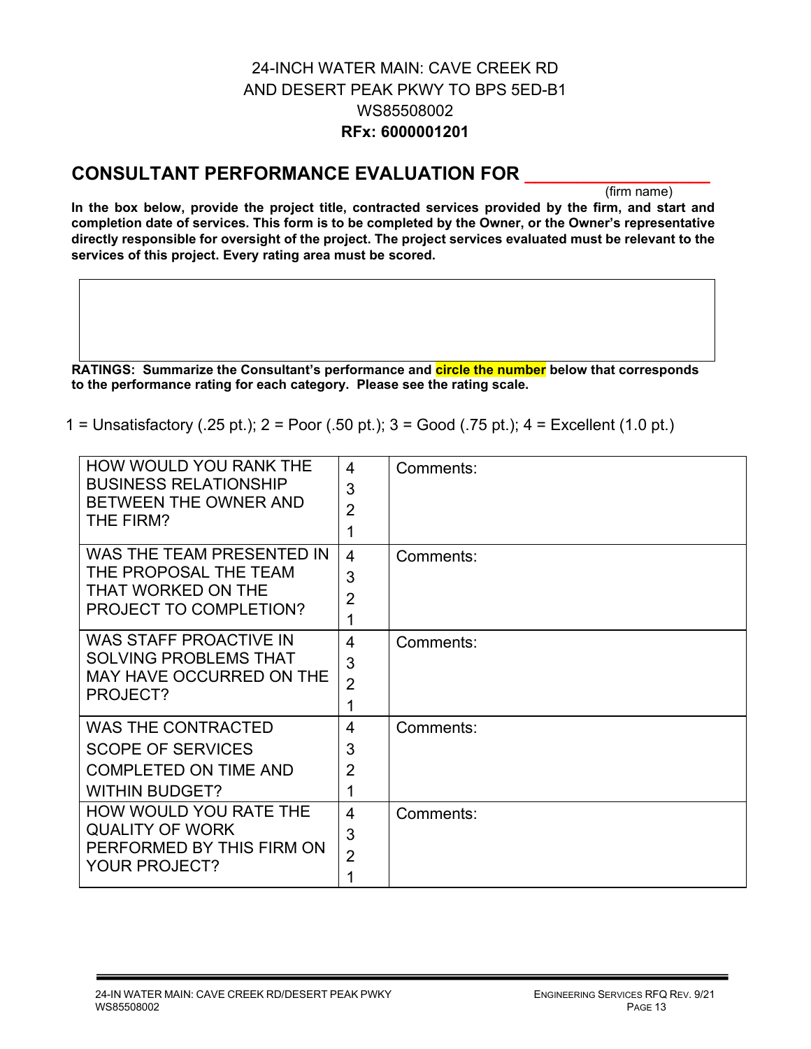24-INCH WATER MAIN: CAVE CREEK RD
AND DESERT PEAK PKWY TO BPS 5ED-B1
WS85508002
**RFx: 6000001201**

## CONSULTANT PERFORMANCE EVALUATION FOR ___________________
(firm name)

**In the box below, provide the project title, contracted services provided by the firm, and start and completion date of services. This form is to be completed by the Owner, or the Owner's representative directly responsible for oversight of the project. The project services evaluated must be relevant to the services of this project. Every rating area must be scored.**

| |
|---|
| |

**RATINGS: Summarize the Consultant's performance and circle the number below that corresponds to the performance rating for each category. Please see the rating scale.**

1 = Unsatisfactory (.25 pt.); 2 = Poor (.50 pt.); 3 = Good (.75 pt.); 4 = Excellent (1.0 pt.)

| | | |
|---|---|---|
| HOW WOULD YOU RANK THE BUSINESS RELATIONSHIP BETWEEN THE OWNER AND THE FIRM? | 4<br>3<br>2<br>1 | Comments: |
| WAS THE TEAM PRESENTED IN THE PROPOSAL THE TEAM THAT WORKED ON THE PROJECT TO COMPLETION? | 4<br>3<br>2<br>1 | Comments: |
| WAS STAFF PROACTIVE IN SOLVING PROBLEMS THAT MAY HAVE OCCURRED ON THE PROJECT? | 4<br>3<br>2<br>1 | Comments: |
| WAS THE CONTRACTED SCOPE OF SERVICES COMPLETED ON TIME AND WITHIN BUDGET? | 4<br>3<br>2<br>1 | Comments: |
| HOW WOULD YOU RATE THE QUALITY OF WORK PERFORMED BY THIS FIRM ON YOUR PROJECT? | 4<br>3<br>2<br>1 | Comments: |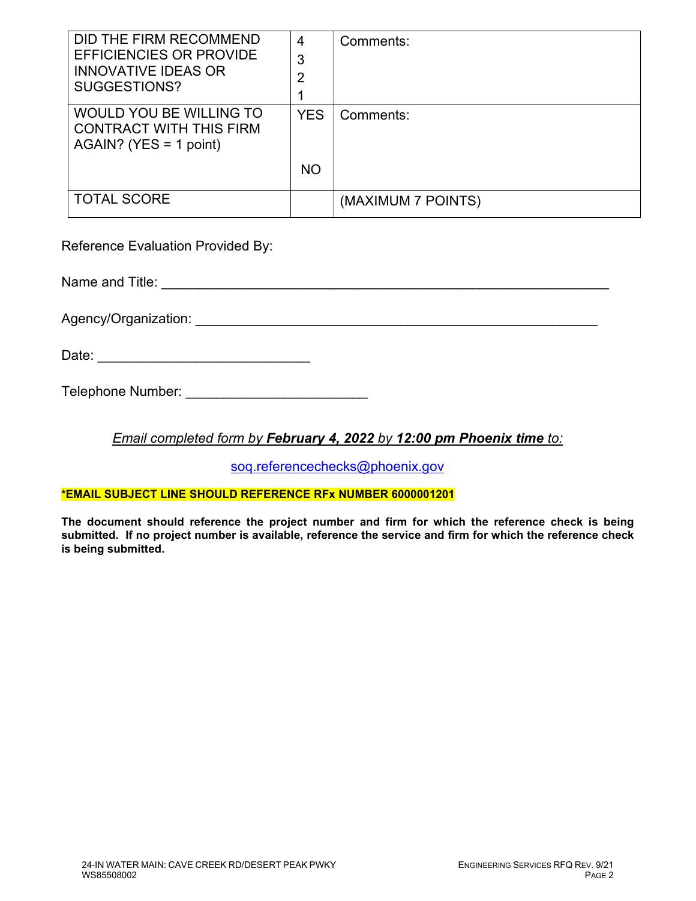| | | |
|---|---|---|
| DID THE FIRM RECOMMEND EFFICIENCIES OR PROVIDE INNOVATIVE IDEAS OR SUGGESTIONS? | 4<br>3<br>2<br>1 | Comments: |
| WOULD YOU BE WILLING TO CONTRACT WITH THIS FIRM AGAIN? (YES = 1 point) | YES<br><br>NO | Comments: |
| TOTAL SCORE | | (MAXIMUM 7 POINTS) |

Reference Evaluation Provided By:

Name and Title: ___________________________________________________________

Agency/Organization: ______________________________________________________

Date: ___________________________

Telephone Number: _______________________

*Email completed form by **February 4, 2022** by **12:00 pm Phoenix time** to:*

soq.referencechecks@phoenix.gov

**\*EMAIL SUBJECT LINE SHOULD REFERENCE RFx NUMBER 6000001201**

**The document should reference the project number and firm for which the reference check is being submitted. If no project number is available, reference the service and firm for which the reference check is being submitted.**